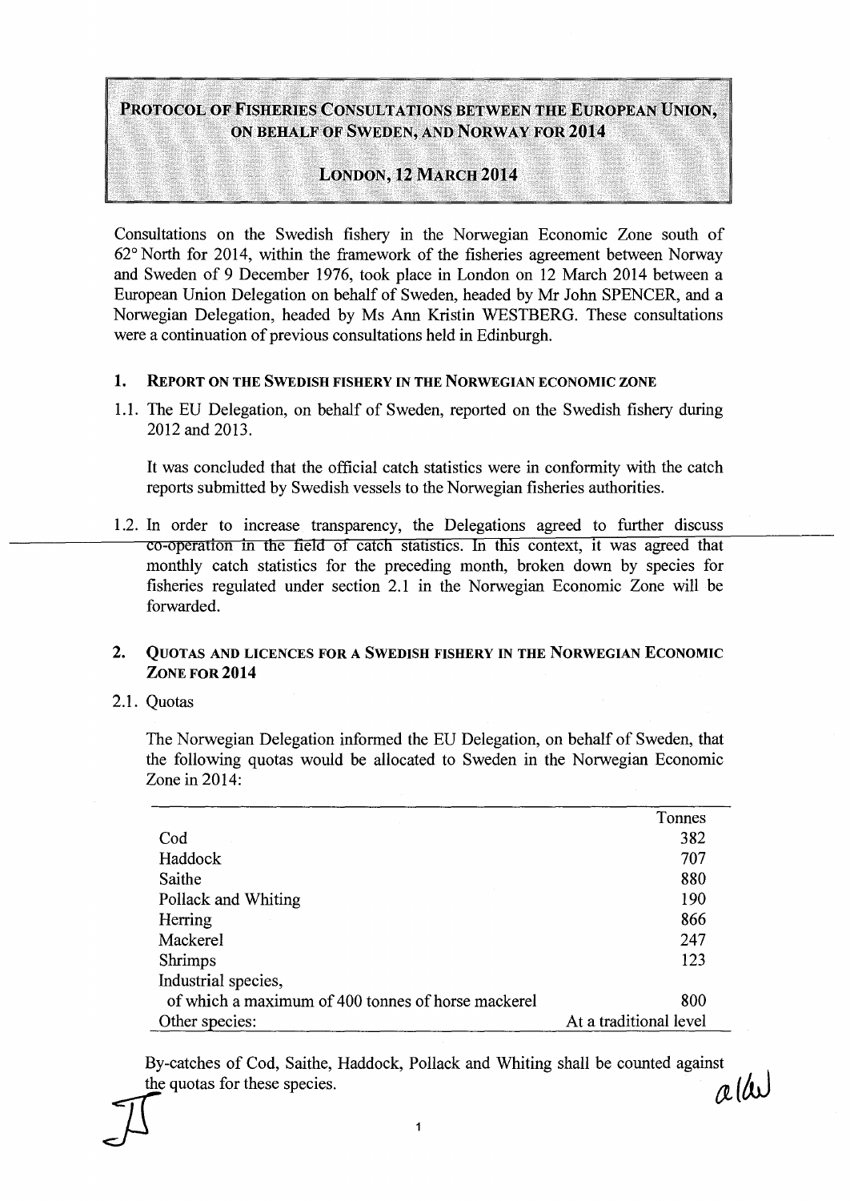# Protocol of Fisheries Consultations between the European Union, on behalf of Sweden, and Norway for 2014

## London, 12 March 2014

Consultations on the Swedish fishery in the Norwegian Economic Zone south of 62° North for 2014, within the framework of the fisheries agreement between Norway and Sweden of 9 December 1976, took place in London on 12 March 2014 between a European Union Delegation on behalf of Sweden, headed by Mr John SPENCER, and a Norwegian Delegation, headed by Ms Ann Kristin WESTBERG. These consultations were a continuation of previous consultations held in Edinburgh.

### 1. Report on the Swedish fishery in the Norwegian economic zone

1.1. The EU Delegation, on behalf of Sweden, reported on the Swedish fishery during 2012 and 2013.

It was concluded that the official catch statistics were in conformity with the catch reports submitted by Swedish vessels to the Norwegian fisheries authorities.

1.2. In order to increase transparency, the Delegations agreed to further discuss co-operation in the field of catch statistics. In this context, it was agreed that monthly catch statistics for the preceding month, broken down by species for fisheries regulated under section 2.1 in the Norwegian Economic Zone will be forwarded.

### 2. Quotas and licences for a Swedish fishery in the Norwegian Economic Zone for 2014

2.1. Quotas

The Norwegian Delegation informed the EU Delegation, on behalf of Sweden, that the following quotas would be allocated to Sweden in the Norwegian Economic Zone in 2014:

| | Tonnes |
|---|---|
| Cod | 382 |
| Haddock | 707 |
| Saithe | 880 |
| Pollack and Whiting | 190 |
| Herring | 866 |
| Mackerel | 247 |
| Shrimps | 123 |
| Industrial species, of which a maximum of 400 tonnes of horse mackerel | 800 |
| Other species: | At a traditional level |

By-catches of Cod, Saithe, Haddock, Pollack and Whiting shall be counted against the quotas for these species.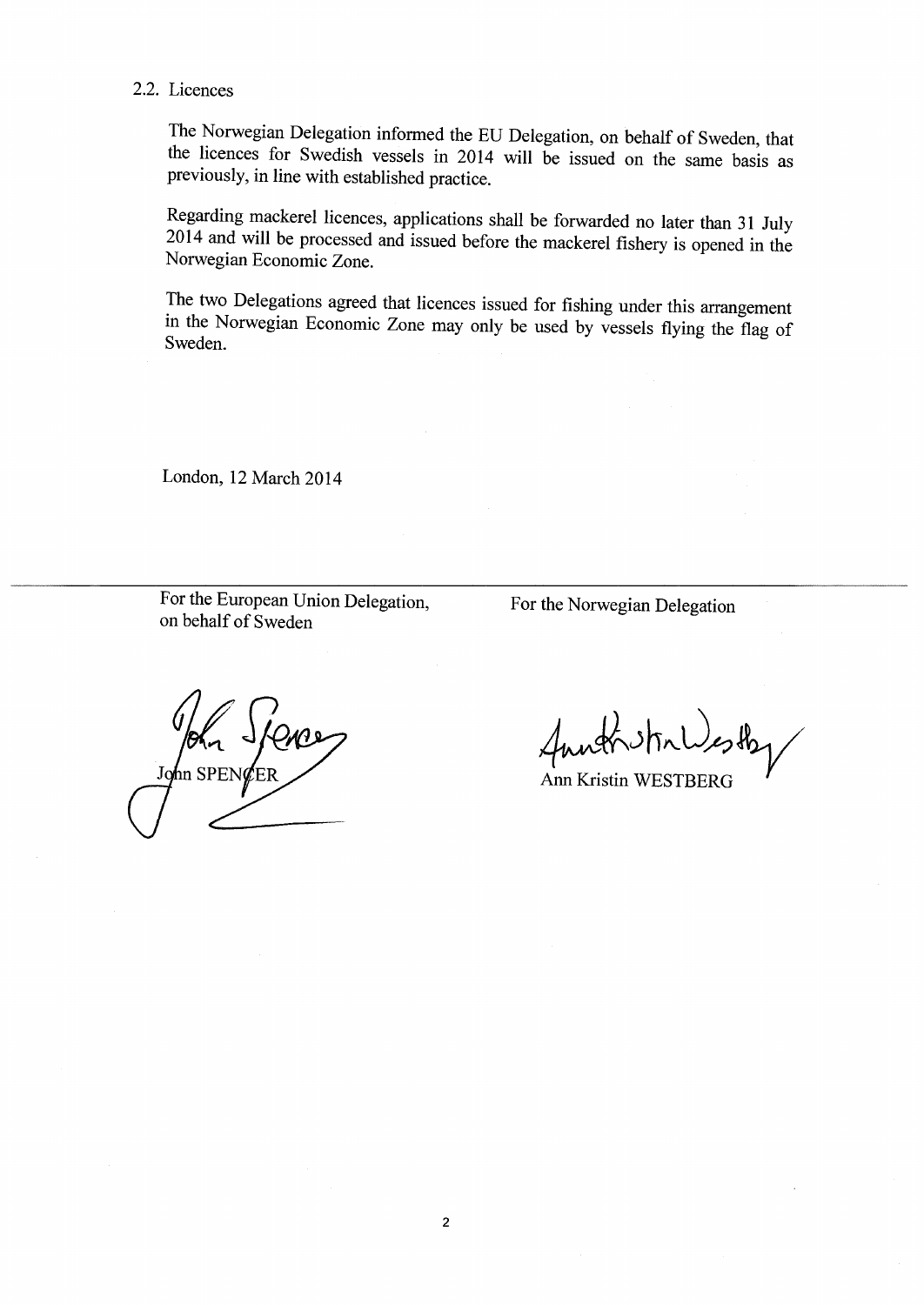### 2.2. Licences

The Norwegian Delegation informed the EU Delegation, on behalf of Sweden, that the licences for Swedish vessels in 2014 will be issued on the same basis as previously, in line with established practice.

Regarding mackerel licences, applications shall be forwarded no later than 31 July 2014 and will be processed and issued before the mackerel fishery is opened in the Norwegian Economic Zone.

The two Delegations agreed that licences issued for fishing under this arrangement in the Norwegian Economic Zone may only be used by vessels flying the flag of Sweden.

London, 12 March 2014

| For the European Union Delegation, on behalf of Sweden | For the Norwegian Delegation |
| --- | --- |
| John SPENCER | Ann Kristin WESTBERG |